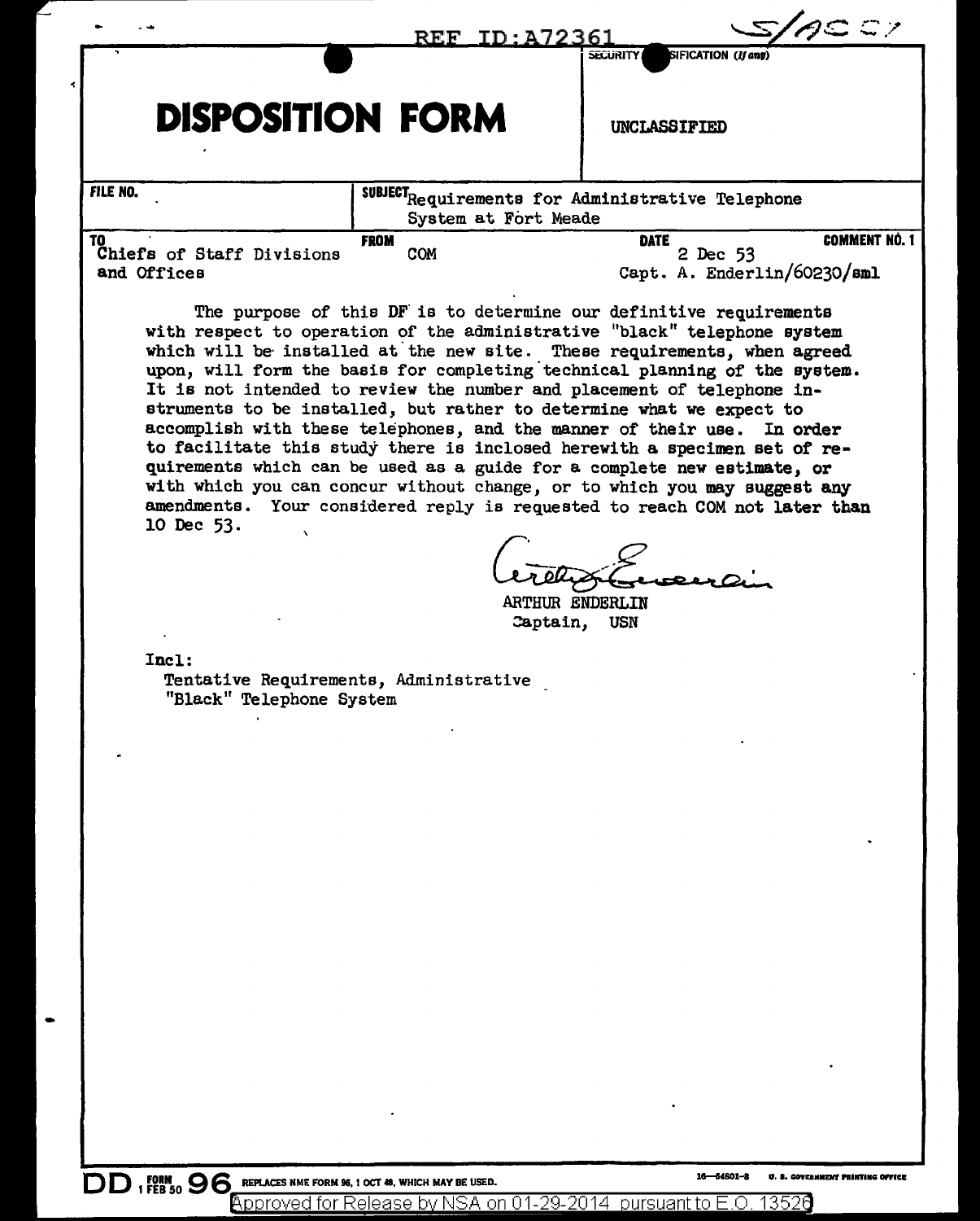REF ID:A72361

S/ASC7

# DISPOSITION FORM

SECURITY CLASSIFICATION (If any)

UNCLASSIFIED

| FILE NO. | SUBJECT Requirements for Administrative Telephone System at Fort Meade | | |
|---|---|---|---|
| TO Chiefs of Staff Divisions and Offices | FROM COM | DATE 2 Dec 53 Capt. A. Enderlin/60230/sml | COMMENT NO. 1 |

The purpose of this DF is to determine our definitive requirements with respect to operation of the administrative "black" telephone system which will be installed at the new site. These requirements, when agreed upon, will form the basis for completing technical planning of the system. It is not intended to review the number and placement of telephone instruments to be installed, but rather to determine what we expect to accomplish with these telephones, and the manner of their use. In order to facilitate this study there is inclosed herewith a specimen set of requirements which can be used as a guide for a complete new estimate, or with which you can concur without change, or to which you may suggest any amendments. Your considered reply is requested to reach COM not later than 10 Dec 53.

ARTHUR ENDERLIN
Captain, USN

Incl:
Tentative Requirements, Administrative "Black" Telephone System

DD FORM 1 FEB 50 96 REPLACES NME FORM 96, 1 OCT 48, WHICH MAY BE USED.

Approved for Release by NSA on 01-29-2014 pursuant to E.O. 13526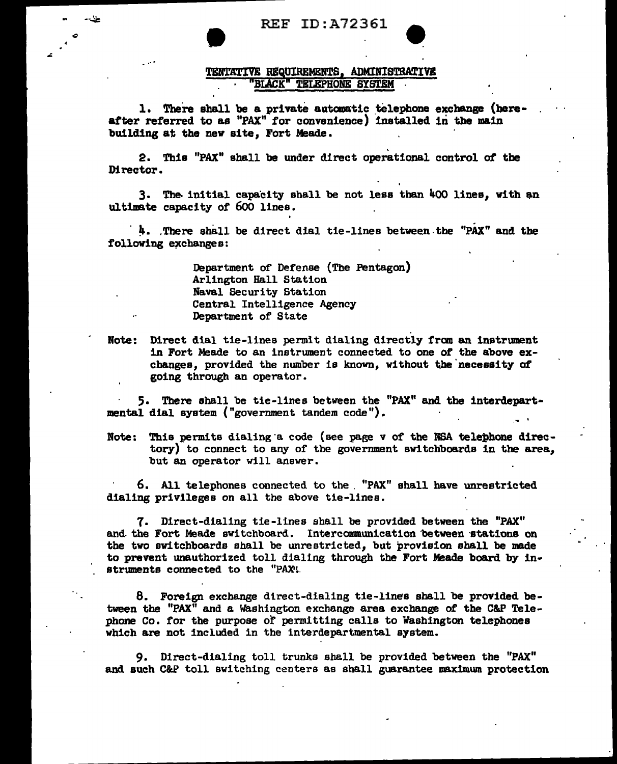REF ID:A72361

## TENTATIVE REQUIREMENTS, ADMINISTRATIVE "BLACK" TELEPHONE SYSTEM

1. There shall be a private automatic telephone exchange (hereafter referred to as "PAX" for convenience) installed in the main building at the new site, Fort Meade.

2. This "PAX" shall be under direct operational control of the Director.

3. The initial capacity shall be not less than 400 lines, with an ultimate capacity of 600 lines.

4. There shall be direct dial tie-lines between the "PAX" and the following exchanges:

   Department of Defense (The Pentagon)
   Arlington Hall Station
   Naval Security Station
   Central Intelligence Agency
   Department of State

Note: Direct dial tie-lines permit dialing directly from an instrument in Fort Meade to an instrument connected to one of the above exchanges, provided the number is known, without the necessity of going through an operator.

5. There shall be tie-lines between the "PAX" and the interdepartmental dial system ("government tandem code").

Note: This permits dialing a code (see page v of the NSA telephone directory) to connect to any of the government switchboards in the area, but an operator will answer.

6. All telephones connected to the "PAX" shall have unrestricted dialing privileges on all the above tie-lines.

7. Direct-dialing tie-lines shall be provided between the "PAX" and the Fort Meade switchboard. Intercommunication between stations on the two switchboards shall be unrestricted, but provision shall be made to prevent unauthorized toll dialing through the Fort Meade board by instruments connected to the "PAX".

8. Foreign exchange direct-dialing tie-lines shall be provided between the "PAX" and a Washington exchange area exchange of the C&P Telephone Co. for the purpose of permitting calls to Washington telephones which are not included in the interdepartmental system.

9. Direct-dialing toll trunks shall be provided between the "PAX" and such C&P toll switching centers as shall guarantee maximum protection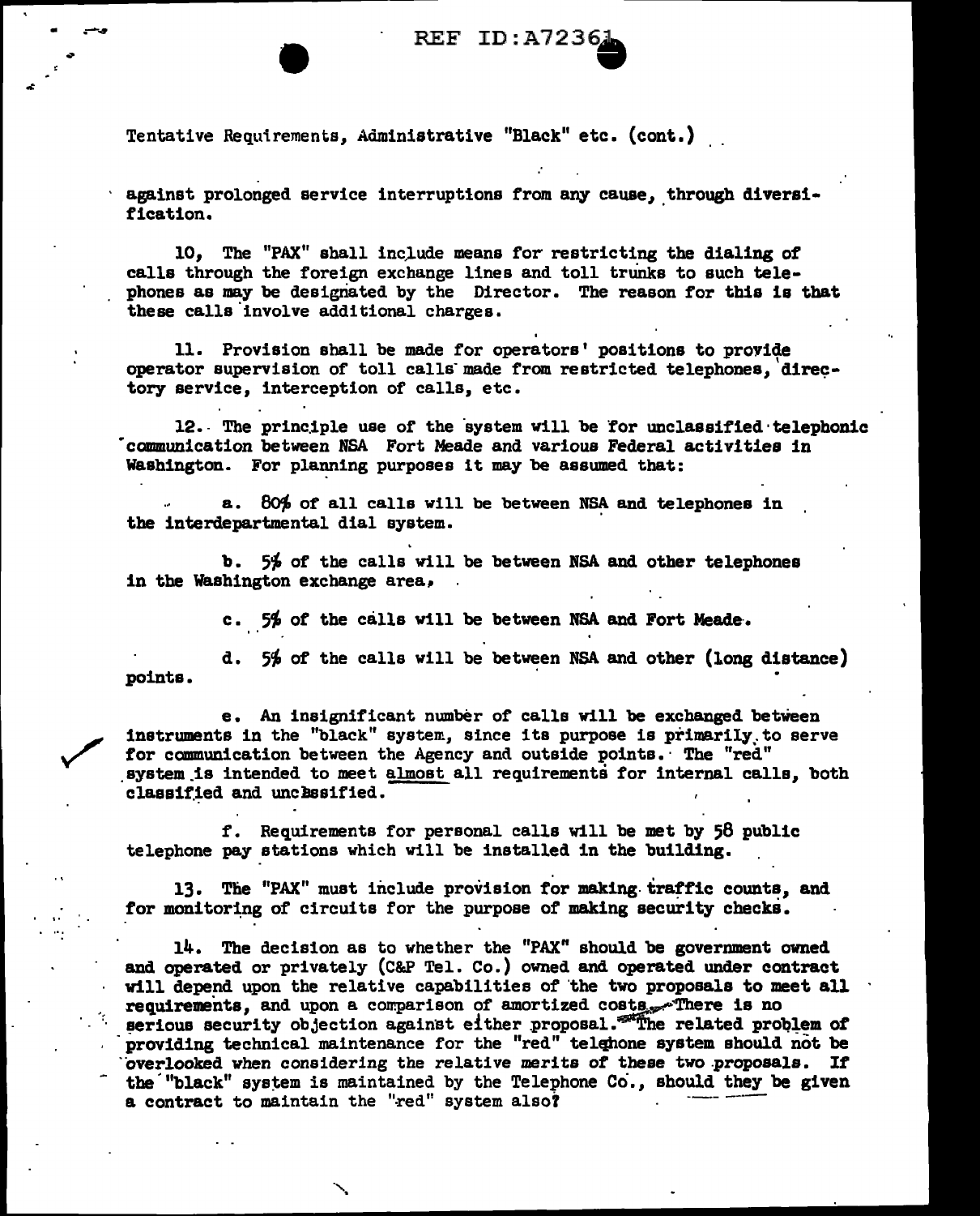Tentative Requirements, Administrative "Black" etc. (cont.)

against prolonged service interruptions from any cause, through diversification.

10. The "PAX" shall include means for restricting the dialing of calls through the foreign exchange lines and toll trunks to such telephones as may be designated by the Director. The reason for this is that these calls involve additional charges.

11. Provision shall be made for operators' positions to provide operator supervision of toll calls made from restricted telephones, directory service, interception of calls, etc.

12. The principle use of the system will be for unclassified telephonic communication between NSA Fort Meade and various Federal activities in Washington. For planning purposes it may be assumed that:

a. 80% of all calls will be between NSA and telephones in the interdepartmental dial system.

b. 5% of the calls will be between NSA and other telephones in the Washington exchange area,

c. 5% of the calls will be between NSA and Fort Meade.

d. 5% of the calls will be between NSA and other (long distance) points.

e. An insignificant number of calls will be exchanged between instruments in the "black" system, since its purpose is primarily to serve for communication between the Agency and outside points. The "red" system is intended to meet almost all requirements for internal calls, both classified and unclassified.

f. Requirements for personal calls will be met by 58 public telephone pay stations which will be installed in the building.

13. The "PAX" must include provision for making traffic counts, and for monitoring of circuits for the purpose of making security checks.

14. The decision as to whether the "PAX" should be government owned and operated or privately (C&P Tel. Co.) owned and operated under contract will depend upon the relative capabilities of the two proposals to meet all requirements, and upon a comparison of amortized costs. There is no serious security objection against either proposal. The related problem of providing technical maintenance for the "red" telephone system should not be overlooked when considering the relative merits of these two proposals. If the "black" system is maintained by the Telephone Co., should they be given a contract to maintain the "red" system also?